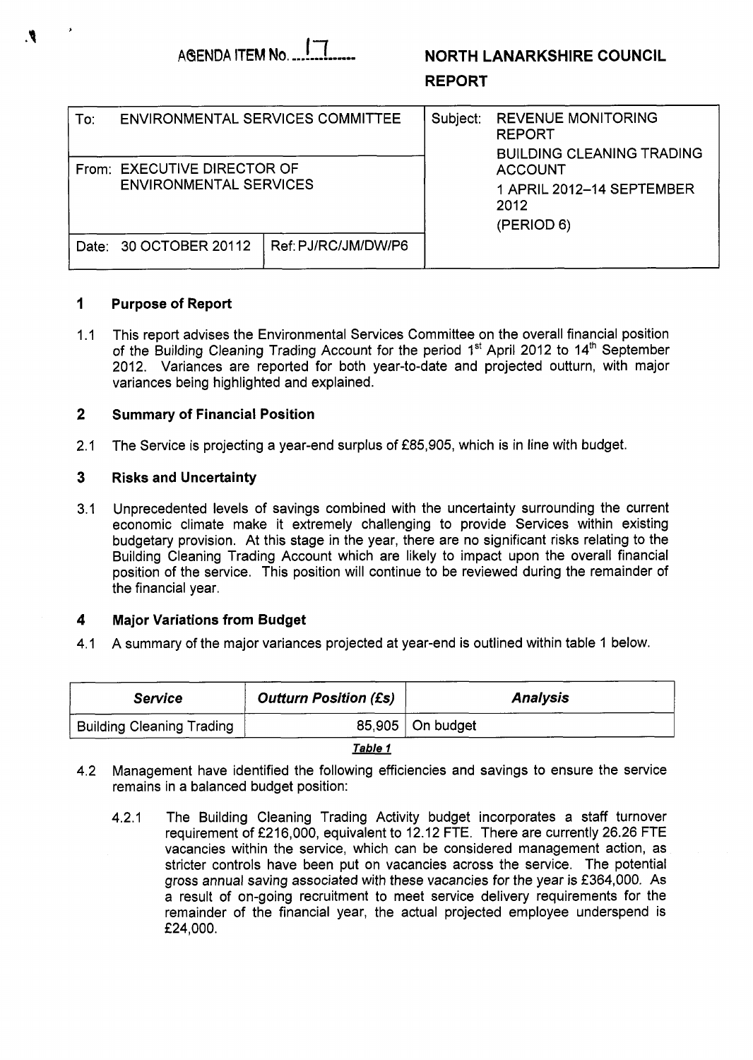AGENDA ITEM No. 17

**NORTH LANARKSHIRE COUNCIL**

**REPORT**

| To: ENVIRONMENTAL SERVICES COMMITTEE | | Subject: REVENUE MONITORING REPORT BUILDING CLEANING TRADING ACCOUNT 1 APRIL 2012–14 SEPTEMBER 2012 (PERIOD 6) |
|---|---|---|
| From: EXECUTIVE DIRECTOR OF ENVIRONMENTAL SERVICES | | |
| Date: 30 OCTOBER 20112 | Ref: PJ/RC/JM/DW/P6 | |

## 1 Purpose of Report

1.1 This report advises the Environmental Services Committee on the overall financial position of the Building Cleaning Trading Account for the period 1st April 2012 to 14th September 2012. Variances are reported for both year-to-date and projected outturn, with major variances being highlighted and explained.

## 2 Summary of Financial Position

2.1 The Service is projecting a year-end surplus of £85,905, which is in line with budget.

## 3 Risks and Uncertainty

3.1 Unprecedented levels of savings combined with the uncertainty surrounding the current economic climate make it extremely challenging to provide Services within existing budgetary provision. At this stage in the year, there are no significant risks relating to the Building Cleaning Trading Account which are likely to impact upon the overall financial position of the service. This position will continue to be reviewed during the remainder of the financial year.

## 4 Major Variations from Budget

4.1 A summary of the major variances projected at year-end is outlined within table 1 below.

| *Service* | *Outturn Position (£s)* | *Analysis* |
|---|---|---|
| Building Cleaning Trading | 85,905 | On budget |

***Table 1***

4.2 Management have identified the following efficiencies and savings to ensure the service remains in a balanced budget position:

4.2.1 The Building Cleaning Trading Activity budget incorporates a staff turnover requirement of £216,000, equivalent to 12.12 FTE. There are currently 26.26 FTE vacancies within the service, which can be considered management action, as stricter controls have been put on vacancies across the service. The potential gross annual saving associated with these vacancies for the year is £364,000. As a result of on-going recruitment to meet service delivery requirements for the remainder of the financial year, the actual projected employee underspend is £24,000.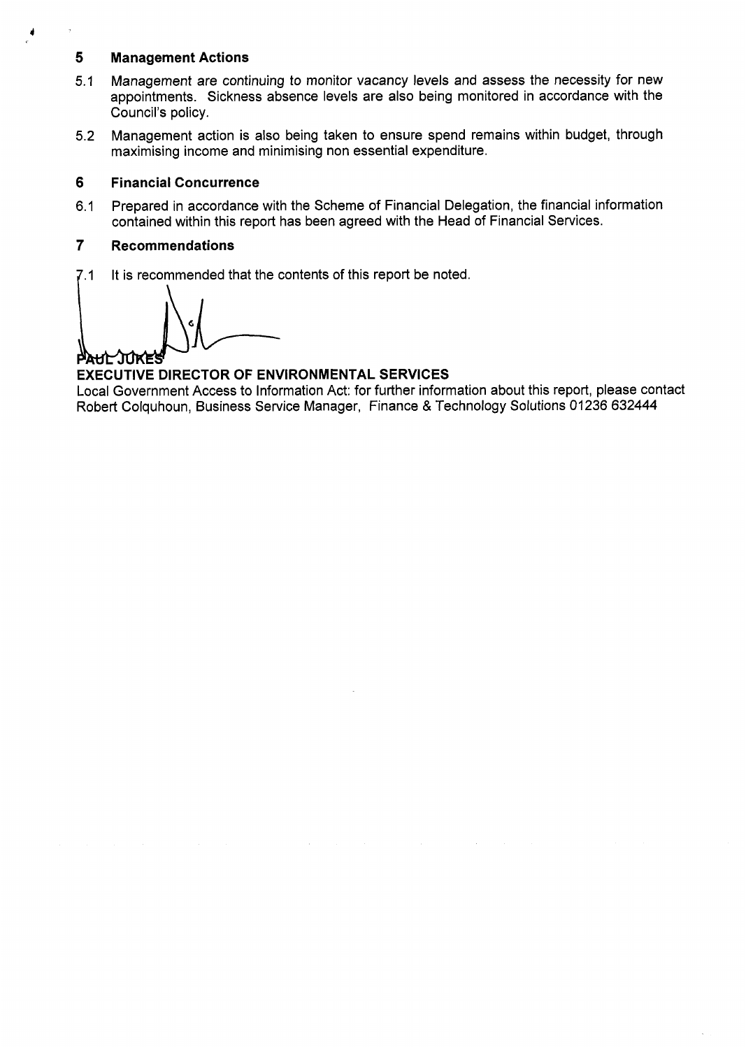## 5 Management Actions

5.1 Management are continuing to monitor vacancy levels and assess the necessity for new appointments. Sickness absence levels are also being monitored in accordance with the Council's policy.

5.2 Management action is also being taken to ensure spend remains within budget, through maximising income and minimising non essential expenditure.

## 6 Financial Concurrence

6.1 Prepared in accordance with the Scheme of Financial Delegation, the financial information contained within this report has been agreed with the Head of Financial Services.

## 7 Recommendations

7.1 It is recommended that the contents of this report be noted.

**PAUL JUKES**
**EXECUTIVE DIRECTOR OF ENVIRONMENTAL SERVICES**

Local Government Access to Information Act: for further information about this report, please contact Robert Colquhoun, Business Service Manager, Finance & Technology Solutions 01236 632444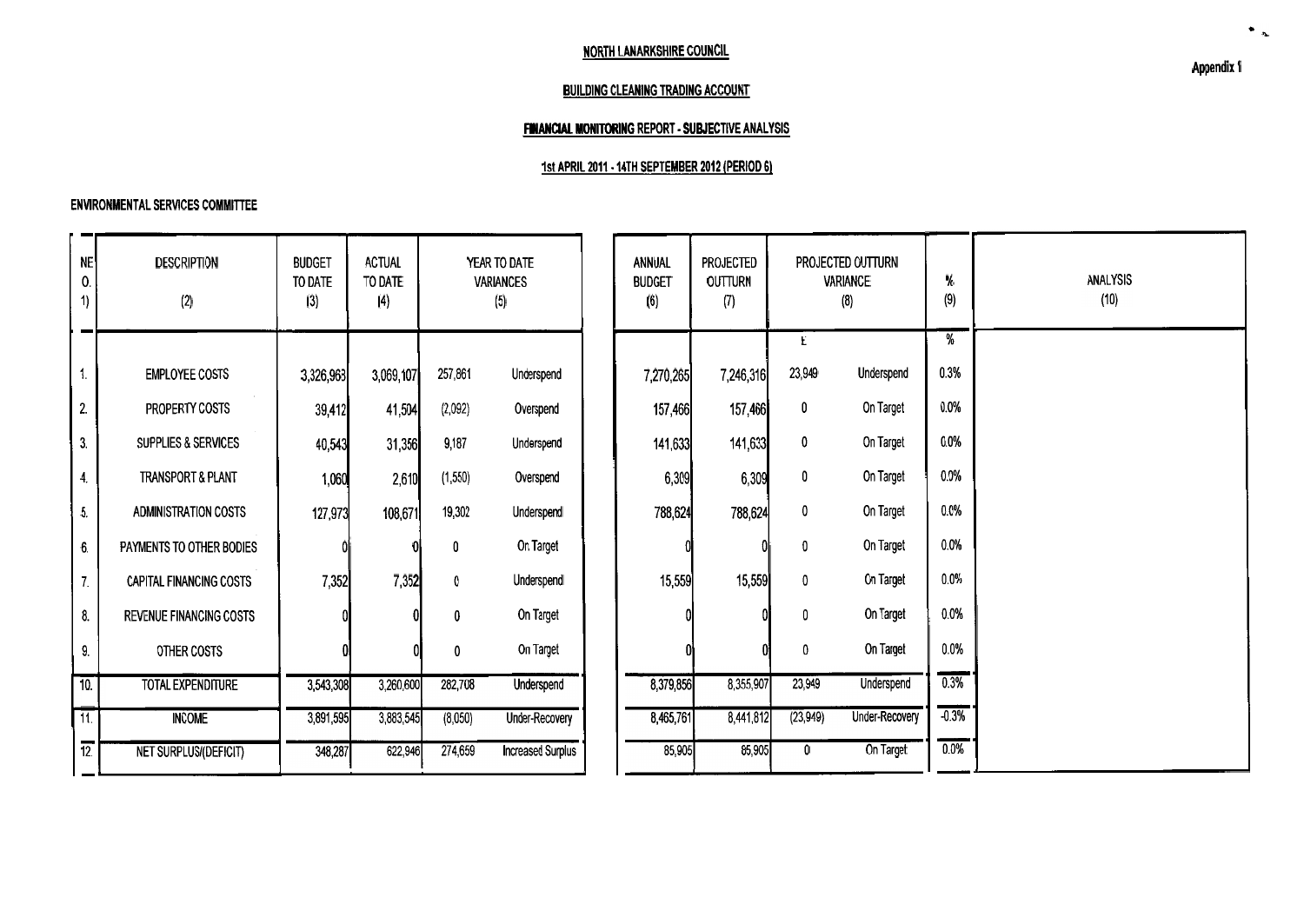Appendix 1

**NORTH LANARKSHIRE COUNCIL**

**BUILDING CLEANING TRADING ACCOUNT**

**FINANCIAL MONITORING REPORT - SUBJECTIVE ANALYSIS**

**1st APRIL 2011 - 14TH SEPTEMBER 2012 (PERIOD 6)**

**ENVIRONMENTAL SERVICES COMMITTEE**

| NE O. 1) | DESCRIPTION (2) | BUDGET TO DATE (3) | ACTUAL TO DATE (4) | YEAR TO DATE VARIANCES (5) | | ANNUAL BUDGET (6) | PROJECTED OUTTURN (7) | PROJECTED OUTTURN VARIANCE (8) | | % (9) | ANALYSIS (10) |
|---|---|---|---|---|---|---|---|---|---|---|---|
| | | | | | | | | £ | | % | |
| 1. | EMPLOYEE COSTS | 3,326,968 | 3,069,107 | 257,861 | Underspend | 7,270,265 | 7,246,316 | 23,949 | Underspend | 0.3% | |
| 2. | PROPERTY COSTS | 39,412 | 41,504 | (2,092) | Overspend | 157,466 | 157,466 | 0 | On Target | 0.0% | |
| 3. | SUPPLIES & SERVICES | 40,543 | 31,356 | 9,187 | Underspend | 141,633 | 141,633 | 0 | On Target | 0.0% | |
| 4. | TRANSPORT & PLANT | 1,060 | 2,610 | (1,550) | Overspend | 6,309 | 6,309 | 0 | On Target | 0.0% | |
| 5. | ADMINISTRATION COSTS | 127,973 | 108,671 | 19,302 | Underspend | 788,624 | 788,624 | 0 | On Target | 0.0% | |
| 6. | PAYMENTS TO OTHER BODIES | 0 | 0 | 0 | On Target | 0 | 0 | 0 | On Target | 0.0% | |
| 7. | CAPITAL FINANCING COSTS | 7,352 | 7,352 | 0 | Underspend | 15,559 | 15,559 | 0 | On Target | 0.0% | |
| 8. | REVENUE FINANCING COSTS | 0 | 0 | 0 | On Target | 0 | 0 | 0 | On Target | 0.0% | |
| 9. | OTHER COSTS | 0 | 0 | 0 | On Target | 0 | 0 | 0 | On Target | 0.0% | |
| 10. | TOTAL EXPENDITURE | 3,543,308 | 3,260,600 | 282,708 | Underspend | 8,379,856 | 8,355,907 | 23,949 | Underspend | 0.3% | |
| 11. | INCOME | 3,891,595 | 3,883,545 | (8,050) | Under-Recovery | 8,465,761 | 8,441,812 | (23,949) | Under-Recovery | -0.3% | |
| 12. | NET SURPLUS/(DEFICIT) | 348,287 | 622,946 | 274,659 | Increased Surplus | 85,905 | 85,905 | 0 | On Target | 0.0% | |